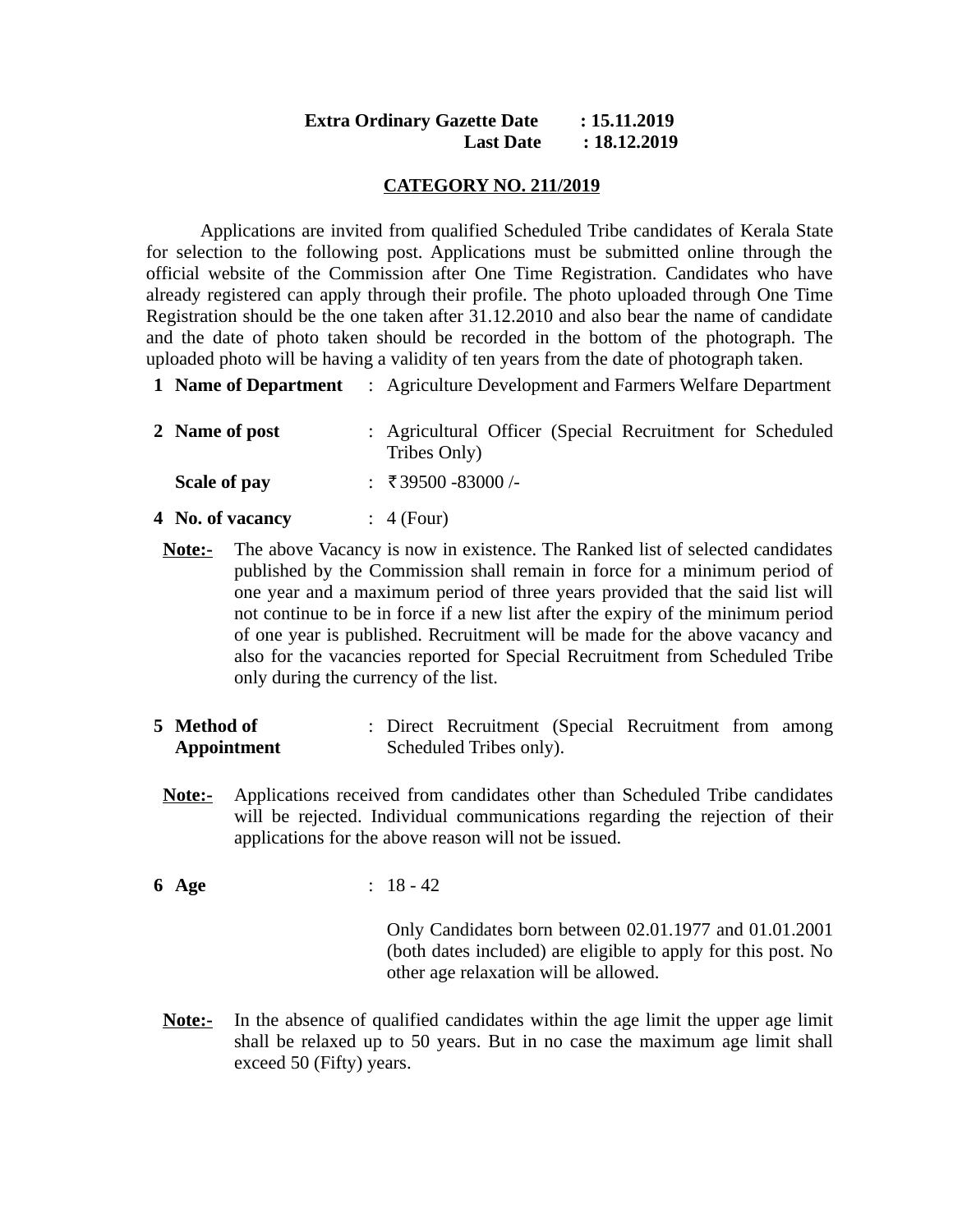**Extra Ordinary Gazette Date : 15.11.2019**
**Last Date : 18.12.2019**

## CATEGORY NO. 211/2019

Applications are invited from qualified Scheduled Tribe candidates of Kerala State for selection to the following post. Applications must be submitted online through the official website of the Commission after One Time Registration. Candidates who have already registered can apply through their profile. The photo uploaded through One Time Registration should be the one taken after 31.12.2010 and also bear the name of candidate and the date of photo taken should be recorded in the bottom of the photograph. The uploaded photo will be having a validity of ten years from the date of photograph taken.

**1 Name of Department** : Agriculture Development and Farmers Welfare Department

**2 Name of post** : Agricultural Officer (Special Recruitment for Scheduled Tribes Only)

**Scale of pay** : ₹39500 -83000 /-

**4 No. of vacancy** : 4 (Four)

**Note:-** The above Vacancy is now in existence. The Ranked list of selected candidates published by the Commission shall remain in force for a minimum period of one year and a maximum period of three years provided that the said list will not continue to be in force if a new list after the expiry of the minimum period of one year is published. Recruitment will be made for the above vacancy and also for the vacancies reported for Special Recruitment from Scheduled Tribe only during the currency of the list.

**5 Method of Appointment** : Direct Recruitment (Special Recruitment from among Scheduled Tribes only).

**Note:-** Applications received from candidates other than Scheduled Tribe candidates will be rejected. Individual communications regarding the rejection of their applications for the above reason will not be issued.

**6 Age** : 18 - 42

Only Candidates born between 02.01.1977 and 01.01.2001 (both dates included) are eligible to apply for this post. No other age relaxation will be allowed.

**Note:-** In the absence of qualified candidates within the age limit the upper age limit shall be relaxed up to 50 years. But in no case the maximum age limit shall exceed 50 (Fifty) years.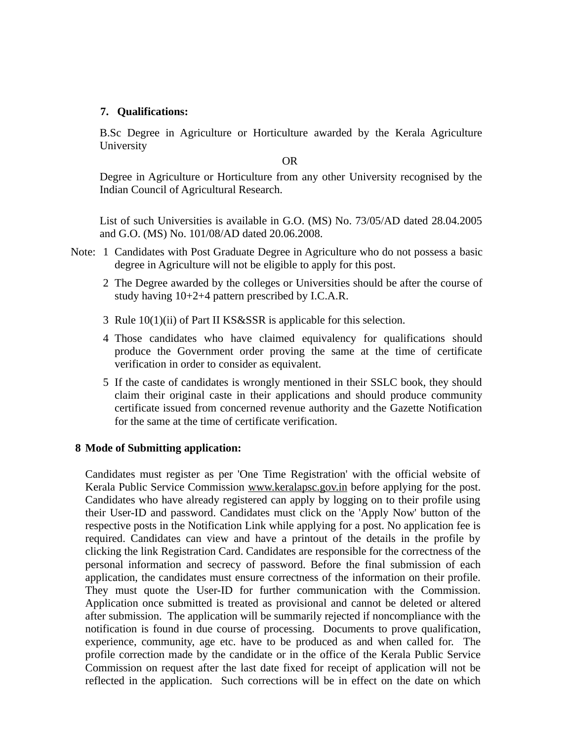**7. Qualifications:**

B.Sc Degree in Agriculture or Horticulture awarded by the Kerala Agriculture University

OR

Degree in Agriculture or Horticulture from any other University recognised by the Indian Council of Agricultural Research.

List of such Universities is available in G.O. (MS) No. 73/05/AD dated 28.04.2005 and G.O. (MS) No. 101/08/AD dated 20.06.2008.

Note:

1. Candidates with Post Graduate Degree in Agriculture who do not possess a basic degree in Agriculture will not be eligible to apply for this post.
2. The Degree awarded by the colleges or Universities should be after the course of study having 10+2+4 pattern prescribed by I.C.A.R.
3. Rule 10(1)(ii) of Part II KS&SSR is applicable for this selection.
4. Those candidates who have claimed equivalency for qualifications should produce the Government order proving the same at the time of certificate verification in order to consider as equivalent.
5. If the caste of candidates is wrongly mentioned in their SSLC book, they should claim their original caste in their applications and should produce community certificate issued from concerned revenue authority and the Gazette Notification for the same at the time of certificate verification.

**8 Mode of Submitting application:**

Candidates must register as per 'One Time Registration' with the official website of Kerala Public Service Commission www.keralapsc.gov.in before applying for the post. Candidates who have already registered can apply by logging on to their profile using their User-ID and password. Candidates must click on the 'Apply Now' button of the respective posts in the Notification Link while applying for a post. No application fee is required. Candidates can view and have a printout of the details in the profile by clicking the link Registration Card. Candidates are responsible for the correctness of the personal information and secrecy of password. Before the final submission of each application, the candidates must ensure correctness of the information on their profile. They must quote the User-ID for further communication with the Commission. Application once submitted is treated as provisional and cannot be deleted or altered after submission. The application will be summarily rejected if noncompliance with the notification is found in due course of processing. Documents to prove qualification, experience, community, age etc. have to be produced as and when called for. The profile correction made by the candidate or in the office of the Kerala Public Service Commission on request after the last date fixed for receipt of application will not be reflected in the application. Such corrections will be in effect on the date on which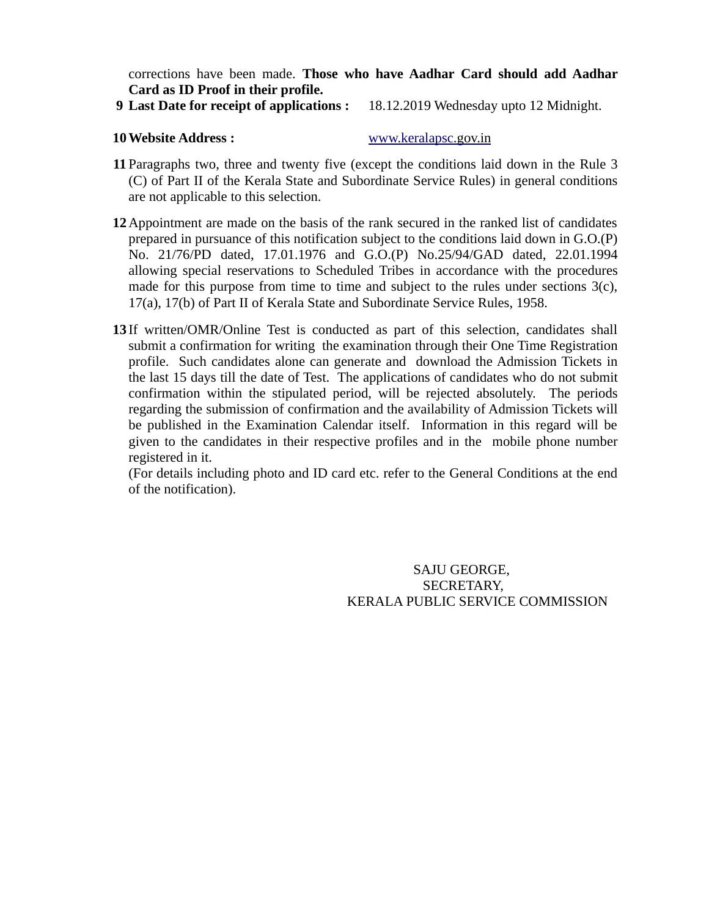corrections have been made. **Those who have Aadhar Card should add Aadhar Card as ID Proof in their profile.**

9 **Last Date for receipt of applications :** 18.12.2019 Wednesday upto 12 Midnight.

10 **Website Address :** www.keralapsc.gov.in

11 Paragraphs two, three and twenty five (except the conditions laid down in the Rule 3 (C) of Part II of the Kerala State and Subordinate Service Rules) in general conditions are not applicable to this selection.

12 Appointment are made on the basis of the rank secured in the ranked list of candidates prepared in pursuance of this notification subject to the conditions laid down in G.O.(P) No. 21/76/PD dated, 17.01.1976 and G.O.(P) No.25/94/GAD dated, 22.01.1994 allowing special reservations to Scheduled Tribes in accordance with the procedures made for this purpose from time to time and subject to the rules under sections 3(c), 17(a), 17(b) of Part II of Kerala State and Subordinate Service Rules, 1958.

13 If written/OMR/Online Test is conducted as part of this selection, candidates shall submit a confirmation for writing the examination through their One Time Registration profile. Such candidates alone can generate and download the Admission Tickets in the last 15 days till the date of Test. The applications of candidates who do not submit confirmation within the stipulated period, will be rejected absolutely. The periods regarding the submission of confirmation and the availability of Admission Tickets will be published in the Examination Calendar itself. Information in this regard will be given to the candidates in their respective profiles and in the mobile phone number registered in it.
(For details including photo and ID card etc. refer to the General Conditions at the end of the notification).

SAJU GEORGE,
SECRETARY,
KERALA PUBLIC SERVICE COMMISSION